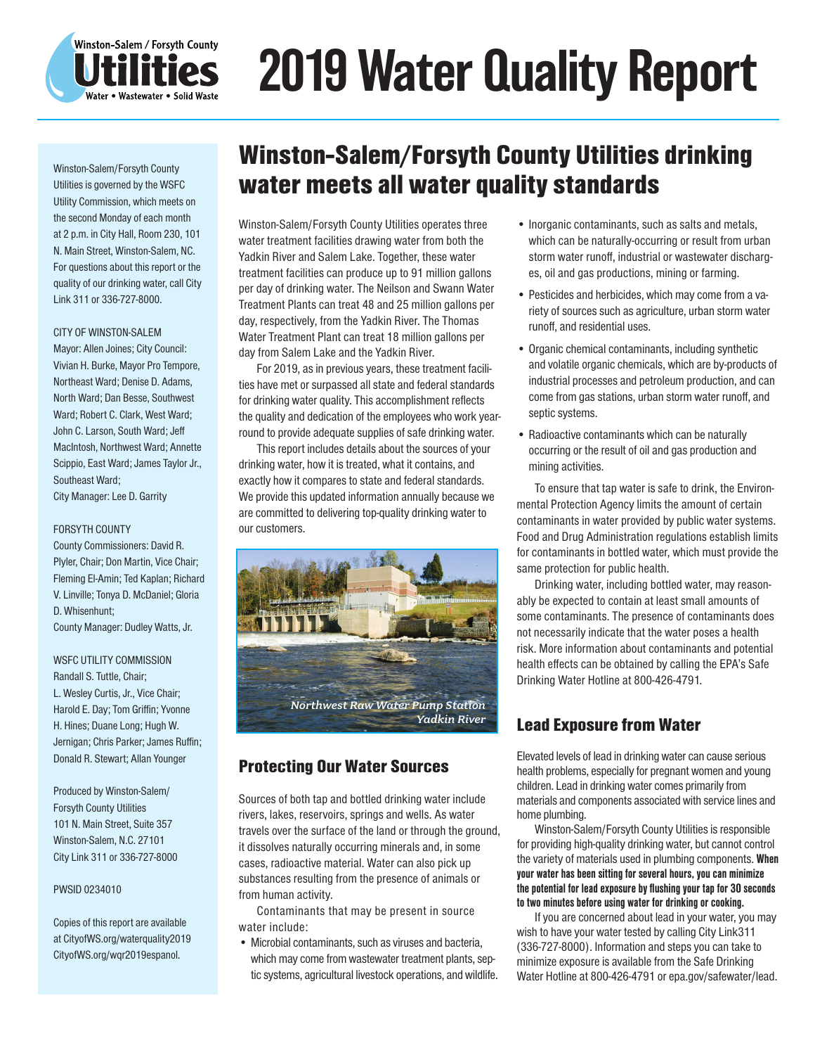# 2019 Water Quality Report

Winston-Salem/Forsyth County Utilities is governed by the WSFC Utility Commission, which meets on the second Monday of each month at 2 p.m. in City Hall, Room 230, 101 N. Main Street, Winston-Salem, NC. For questions about this report or the quality of our drinking water, call City Link 311 or 336-727-8000.

CITY OF WINSTON-SALEM
Mayor: Allen Joines; City Council: Vivian H. Burke, Mayor Pro Tempore, Northeast Ward; Denise D. Adams, North Ward; Dan Besse, Southwest Ward; Robert C. Clark, West Ward; John C. Larson, South Ward; Jeff MacIntosh, Northwest Ward; Annette Scippio, East Ward; James Taylor Jr., Southeast Ward;
City Manager: Lee D. Garrity

FORSYTH COUNTY
County Commissioners: David R. Plyler, Chair; Don Martin, Vice Chair; Fleming El-Amin; Ted Kaplan; Richard V. Linville; Tonya D. McDaniel; Gloria D. Whisenhunt;
County Manager: Dudley Watts, Jr.

WSFC UTILITY COMMISSION
Randall S. Tuttle, Chair; L. Wesley Curtis, Jr., Vice Chair; Harold E. Day; Tom Griffin; Yvonne H. Hines; Duane Long; Hugh W. Jernigan; Chris Parker; James Ruffin; Donald R. Stewart; Allan Younger

Produced by Winston-Salem/Forsyth County Utilities
101 N. Main Street, Suite 357
Winston-Salem, N.C. 27101
City Link 311 or 336-727-8000

PWSID 0234010

Copies of this report are available at CityofWS.org/waterquality2019
CityofWS.org/wqr2019espanol.

## Winston-Salem/Forsyth County Utilities drinking water meets all water quality standards

Winston-Salem/Forsyth County Utilities operates three water treatment facilities drawing water from both the Yadkin River and Salem Lake. Together, these water treatment facilities can produce up to 91 million gallons per day of drinking water. The Neilson and Swann Water Treatment Plants can treat 48 and 25 million gallons per day, respectively, from the Yadkin River. The Thomas Water Treatment Plant can treat 18 million gallons per day from Salem Lake and the Yadkin River.

For 2019, as in previous years, these treatment facilities have met or surpassed all state and federal standards for drinking water quality. This accomplishment reflects the quality and dedication of the employees who work year-round to provide adequate supplies of safe drinking water.

This report includes details about the sources of your drinking water, how it is treated, what it contains, and exactly how it compares to state and federal standards. We provide this updated information annually because we are committed to delivering top-quality drinking water to our customers.

*Northwest Raw Water Pump Station Yadkin River*

### Protecting Our Water Sources

Sources of both tap and bottled drinking water include rivers, lakes, reservoirs, springs and wells. As water travels over the surface of the land or through the ground, it dissolves naturally occurring minerals and, in some cases, radioactive material. Water can also pick up substances resulting from the presence of animals or from human activity.

Contaminants that may be present in source water include:

- Microbial contaminants, such as viruses and bacteria, which may come from wastewater treatment plants, septic systems, agricultural livestock operations, and wildlife.
- Inorganic contaminants, such as salts and metals, which can be naturally-occurring or result from urban storm water runoff, industrial or wastewater discharges, oil and gas productions, mining or farming.
- Pesticides and herbicides, which may come from a variety of sources such as agriculture, urban storm water runoff, and residential uses.
- Organic chemical contaminants, including synthetic and volatile organic chemicals, which are by-products of industrial processes and petroleum production, and can come from gas stations, urban storm water runoff, and septic systems.
- Radioactive contaminants which can be naturally occurring or the result of oil and gas production and mining activities.

To ensure that tap water is safe to drink, the Environmental Protection Agency limits the amount of certain contaminants in water provided by public water systems. Food and Drug Administration regulations establish limits for contaminants in bottled water, which must provide the same protection for public health.

Drinking water, including bottled water, may reasonably be expected to contain at least small amounts of some contaminants. The presence of contaminants does not necessarily indicate that the water poses a health risk. More information about contaminants and potential health effects can be obtained by calling the EPA's Safe Drinking Water Hotline at 800-426-4791.

### Lead Exposure from Water

Elevated levels of lead in drinking water can cause serious health problems, especially for pregnant women and young children. Lead in drinking water comes primarily from materials and components associated with service lines and home plumbing.

Winston-Salem/Forsyth County Utilities is responsible for providing high-quality drinking water, but cannot control the variety of materials used in plumbing components. **When your water has been sitting for several hours, you can minimize the potential for lead exposure by flushing your tap for 30 seconds to two minutes before using water for drinking or cooking.**

If you are concerned about lead in your water, you may wish to have your water tested by calling City Link311 (336-727-8000). Information and steps you can take to minimize exposure is available from the Safe Drinking Water Hotline at 800-426-4791 or epa.gov/safewater/lead.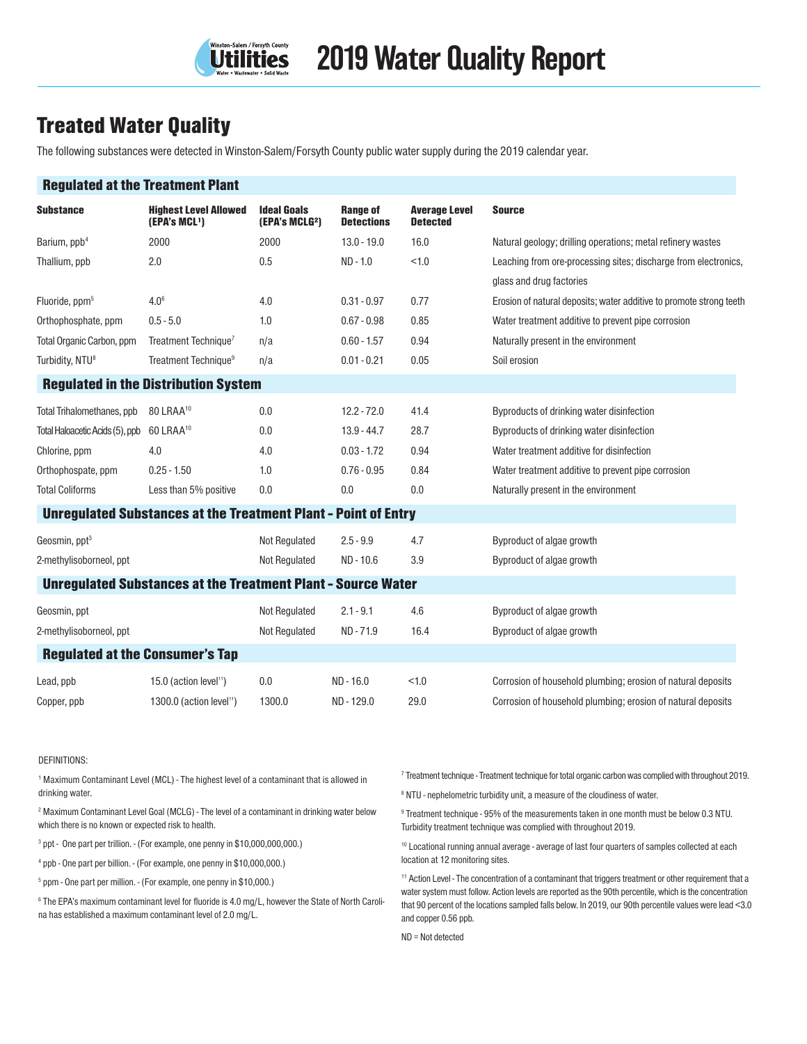# 2019 Water Quality Report

## Treated Water Quality

The following substances were detected in Winston-Salem/Forsyth County public water supply during the 2019 calendar year.

| Substance | Highest Level Allowed (EPA's MCL[1]) | Ideal Goals (EPA's MCLG[2]) | Range of Detections | Average Level Detected | Source |
|---|---|---|---|---|---|
| **Regulated at the Treatment Plant** | | | | | |
| Barium, ppb[4] | 2000 | 2000 | 13.0 - 19.0 | 16.0 | Natural geology; drilling operations; metal refinery wastes |
| Thallium, ppb | 2.0 | 0.5 | ND - 1.0 | <1.0 | Leaching from ore-processing sites; discharge from electronics, glass and drug factories |
| Fluoride, ppm[5] | 4.0[6] | 4.0 | 0.31 - 0.97 | 0.77 | Erosion of natural deposits; water additive to promote strong teeth |
| Orthophosphate, ppm | 0.5 - 5.0 | 1.0 | 0.67 - 0.98 | 0.85 | Water treatment additive to prevent pipe corrosion |
| Total Organic Carbon, ppm | Treatment Technique[7] | n/a | 0.60 - 1.57 | 0.94 | Naturally present in the environment |
| Turbidity, NTU[8] | Treatment Technique[9] | n/a | 0.01 - 0.21 | 0.05 | Soil erosion |
| **Regulated in the Distribution System** | | | | | |
| Total Trihalomethanes, ppb | 80 LRAA[10] | 0.0 | 12.2 - 72.0 | 41.4 | Byproducts of drinking water disinfection |
| Total Haloacetic Acids (5), ppb | 60 LRAA[10] | 0.0 | 13.9 - 44.7 | 28.7 | Byproducts of drinking water disinfection |
| Chlorine, ppm | 4.0 | 4.0 | 0.03 - 1.72 | 0.94 | Water treatment additive for disinfection |
| Orthophospate, ppm | 0.25 - 1.50 | 1.0 | 0.76 - 0.95 | 0.84 | Water treatment additive to prevent pipe corrosion |
| Total Coliforms | Less than 5% positive | 0.0 | 0.0 | 0.0 | Naturally present in the environment |
| **Unregulated Substances at the Treatment Plant - Point of Entry** | | | | | |
| Geosmin, ppt[3] | | Not Regulated | 2.5 - 9.9 | 4.7 | Byproduct of algae growth |
| 2-methylisoborneol, ppt | | Not Regulated | ND - 10.6 | 3.9 | Byproduct of algae growth |
| **Unregulated Substances at the Treatment Plant - Source Water** | | | | | |
| Geosmin, ppt | | Not Regulated | 2.1 - 9.1 | 4.6 | Byproduct of algae growth |
| 2-methylisoborneol, ppt | | Not Regulated | ND - 71.9 | 16.4 | Byproduct of algae growth |
| **Regulated at the Consumer's Tap** | | | | | |
| Lead, ppb | 15.0 (action level[11]) | 0.0 | ND - 16.0 | <1.0 | Corrosion of household plumbing; erosion of natural deposits |
| Copper, ppb | 1300.0 (action level[11]) | 1300.0 | ND - 129.0 | 29.0 | Corrosion of household plumbing; erosion of natural deposits |

DEFINITIONS:

[1] Maximum Contaminant Level (MCL) - The highest level of a contaminant that is allowed in drinking water.

[2] Maximum Contaminant Level Goal (MCLG) - The level of a contaminant in drinking water below which there is no known or expected risk to health.

[3] ppt - One part per trillion. - (For example, one penny in $10,000,000,000.)

[4] ppb - One part per billion. - (For example, one penny in $10,000,000.)

[5] ppm - One part per million. - (For example, one penny in $10,000.)

[6] The EPA's maximum contaminant level for fluoride is 4.0 mg/L, however the State of North Carolina has established a maximum contaminant level of 2.0 mg/L.

[7] Treatment technique - Treatment technique for total organic carbon was complied with throughout 2019.

[8] NTU - nephelometric turbidity unit, a measure of the cloudiness of water.

[9] Treatment technique - 95% of the measurements taken in one month must be below 0.3 NTU. Turbidity treatment technique was complied with throughout 2019.

[10] Locational running annual average - average of last four quarters of samples collected at each location at 12 monitoring sites.

[11] Action Level - The concentration of a contaminant that triggers treatment or other requirement that a water system must follow. Action levels are reported as the 90th percentile, which is the concentration that 90 percent of the locations sampled falls below. In 2019, our 90th percentile values were lead <3.0 and copper 0.56 ppb.

ND = Not detected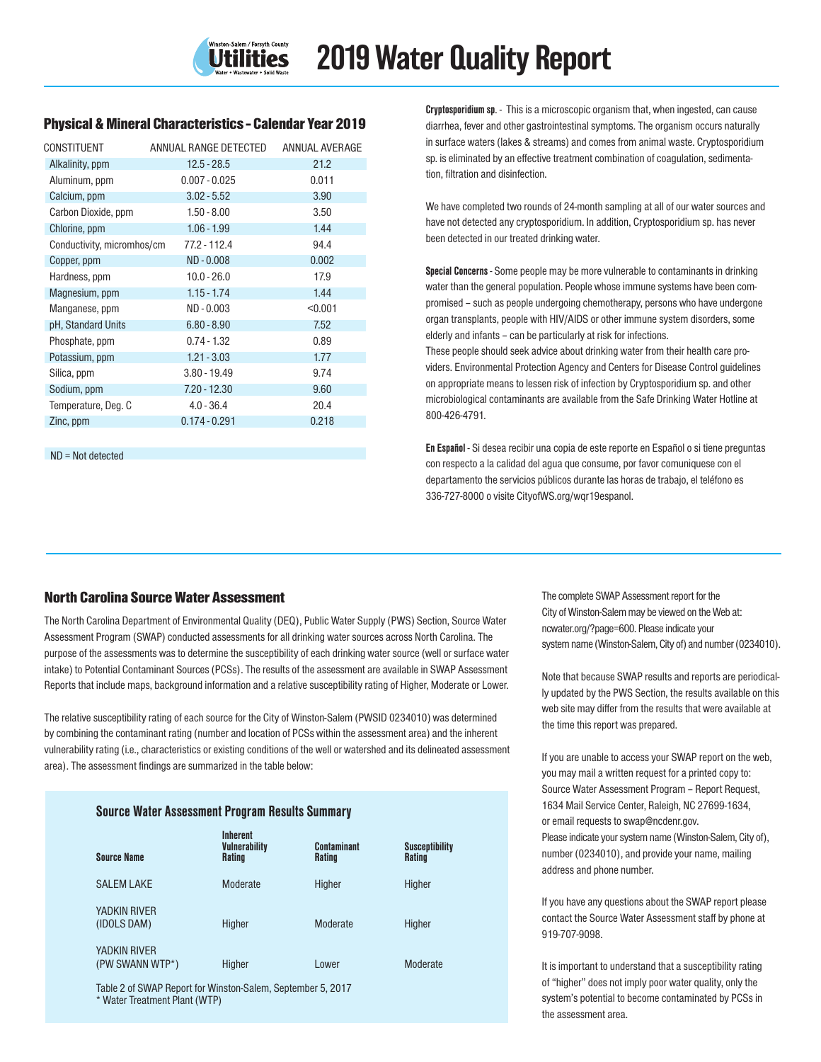# 2019 Water Quality Report

## Physical & Mineral Characteristics - Calendar Year 2019

| CONSTITUENT | ANNUAL RANGE DETECTED | ANNUAL AVERAGE |
|---|---|---|
| Alkalinity, ppm | 12.5 - 28.5 | 21.2 |
| Aluminum, ppm | 0.007 - 0.025 | 0.011 |
| Calcium, ppm | 3.02 - 5.52 | 3.90 |
| Carbon Dioxide, ppm | 1.50 - 8.00 | 3.50 |
| Chlorine, ppm | 1.06 - 1.99 | 1.44 |
| Conductivity, micromhos/cm | 77.2 - 112.4 | 94.4 |
| Copper, ppm | ND - 0.008 | 0.002 |
| Hardness, ppm | 10.0 - 26.0 | 17.9 |
| Magnesium, ppm | 1.15 - 1.74 | 1.44 |
| Manganese, ppm | ND - 0.003 | <0.001 |
| pH, Standard Units | 6.80 - 8.90 | 7.52 |
| Phosphate, ppm | 0.74 - 1.32 | 0.89 |
| Potassium, ppm | 1.21 - 3.03 | 1.77 |
| Silica, ppm | 3.80 - 19.49 | 9.74 |
| Sodium, ppm | 7.20 - 12.30 | 9.60 |
| Temperature, Deg. C | 4.0 - 36.4 | 20.4 |
| Zinc, ppm | 0.174 - 0.291 | 0.218 |

ND = Not detected

**Cryptosporidium sp.** - This is a microscopic organism that, when ingested, can cause diarrhea, fever and other gastrointestinal symptoms. The organism occurs naturally in surface waters (lakes & streams) and comes from animal waste. Cryptosporidium sp. is eliminated by an effective treatment combination of coagulation, sedimentation, filtration and disinfection.

We have completed two rounds of 24-month sampling at all of our water sources and have not detected any cryptosporidium. In addition, Cryptosporidium sp. has never been detected in our treated drinking water.

**Special Concerns** - Some people may be more vulnerable to contaminants in drinking water than the general population. People whose immune systems have been compromised – such as people undergoing chemotherapy, persons who have undergone organ transplants, people with HIV/AIDS or other immune system disorders, some elderly and infants – can be particularly at risk for infections.
These people should seek advice about drinking water from their health care providers. Environmental Protection Agency and Centers for Disease Control guidelines on appropriate means to lessen risk of infection by Cryptosporidium sp. and other microbiological contaminants are available from the Safe Drinking Water Hotline at 800-426-4791.

**En Español** - Si desea recibir una copia de este reporte en Español o si tiene preguntas con respecto a la calidad del agua que consume, por favor comuniquese con el departamento de servicios públicos durante las horas de trabajo, el teléfono es 336-727-8000 o visite CityofWS.org/wqr19espanol.

## North Carolina Source Water Assessment

The North Carolina Department of Environmental Quality (DEQ), Public Water Supply (PWS) Section, Source Water Assessment Program (SWAP) conducted assessments for all drinking water sources across North Carolina. The purpose of the assessments was to determine the susceptibility of each drinking water source (well or surface water intake) to Potential Contaminant Sources (PCSs). The results of the assessment are available in SWAP Assessment Reports that include maps, background information and a relative susceptibility rating of Higher, Moderate or Lower.

The relative susceptibility rating of each source for the City of Winston-Salem (PWSID 0234010) was determined by combining the contaminant rating (number and location of PCSs within the assessment area) and the inherent vulnerability rating (i.e., characteristics or existing conditions of the well or watershed and its delineated assessment area). The assessment findings are summarized in the table below:

### Source Water Assessment Program Results Summary

| Source Name | Inherent Vulnerability Rating | Contaminant Rating | Susceptibility Rating |
|---|---|---|---|
| SALEM LAKE | Moderate | Higher | Higher |
| YADKIN RIVER (IDOLS DAM) | Higher | Moderate | Higher |
| YADKIN RIVER (PW SWANN WTP*) | Higher | Lower | Moderate |

Table 2 of SWAP Report for Winston-Salem, September 5, 2017
\* Water Treatment Plant (WTP)

The complete SWAP Assessment report for the City of Winston-Salem may be viewed on the Web at: ncwater.org/?page=600. Please indicate your system name (Winston-Salem, City of) and number (0234010).

Note that because SWAP results and reports are periodically updated by the PWS Section, the results available on this web site may differ from the results that were available at the time this report was prepared.

If you are unable to access your SWAP report on the web, you may mail a written request for a printed copy to: Source Water Assessment Program – Report Request, 1634 Mail Service Center, Raleigh, NC 27699-1634, or email requests to swap@ncdenr.gov.
Please indicate your system name (Winston-Salem, City of), number (0234010), and provide your name, mailing address and phone number.

If you have any questions about the SWAP report please contact the Source Water Assessment staff by phone at 919-707-9098.

It is important to understand that a susceptibility rating of "higher" does not imply poor water quality, only the system's potential to become contaminated by PCSs in the assessment area.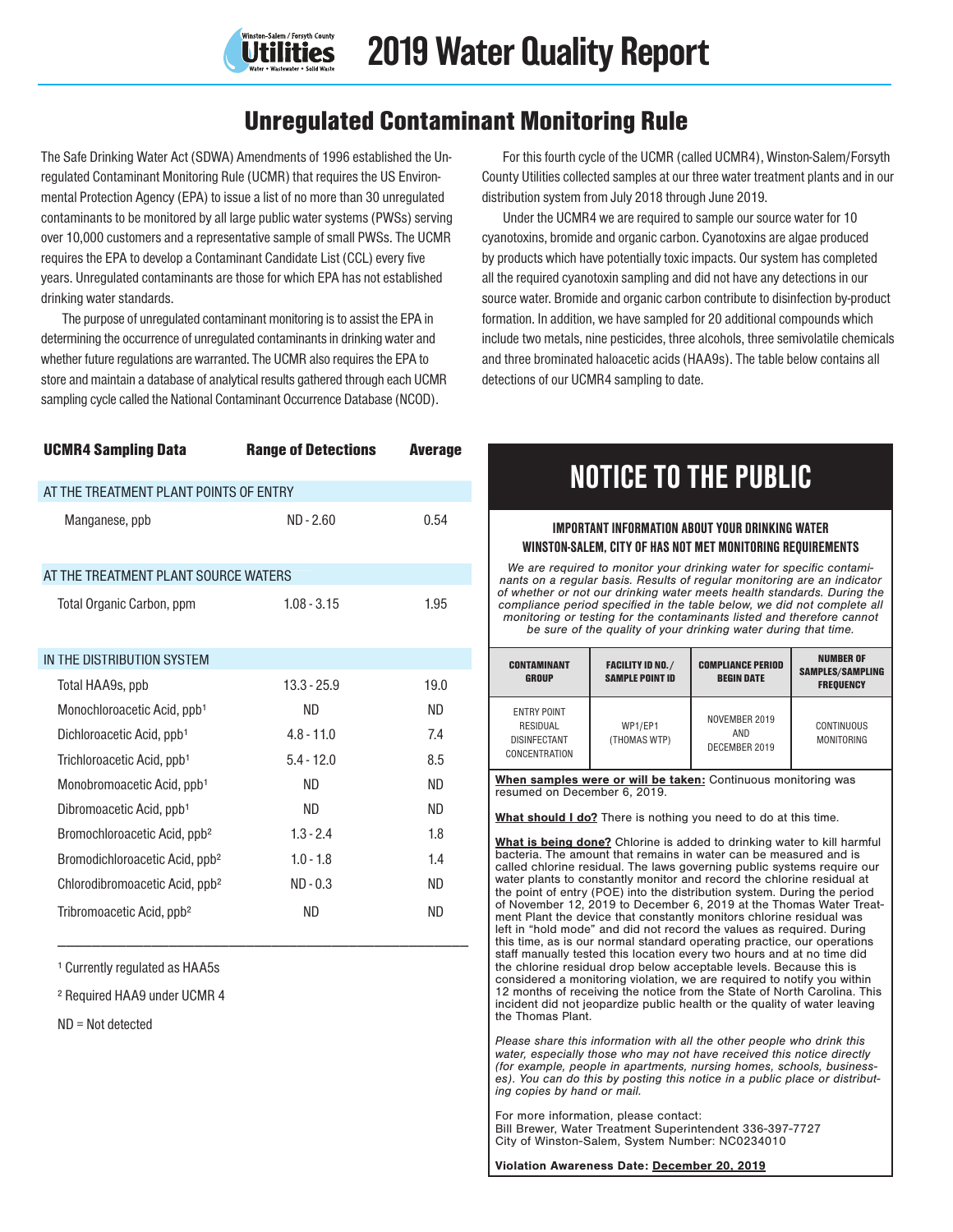Winston-Salem / Forsyth County Utilities

# 2019 Water Quality Report

## Unregulated Contaminant Monitoring Rule

The Safe Drinking Water Act (SDWA) Amendments of 1996 established the Unregulated Contaminant Monitoring Rule (UCMR) that requires the US Environmental Protection Agency (EPA) to issue a list of no more than 30 unregulated contaminants to be monitored by all large public water systems (PWSs) serving over 10,000 customers and a representative sample of small PWSs. The UCMR requires the EPA to develop a Contaminant Candidate List (CCL) every five years. Unregulated contaminants are those for which EPA has not established drinking water standards.

The purpose of unregulated contaminant monitoring is to assist the EPA in determining the occurrence of unregulated contaminants in drinking water and whether future regulations are warranted. The UCMR also requires the EPA to store and maintain a database of analytical results gathered through each UCMR sampling cycle called the National Contaminant Occurrence Database (NCOD).

For this fourth cycle of the UCMR (called UCMR4), Winston-Salem/Forsyth County Utilities collected samples at our three water treatment plants and in our distribution system from July 2018 through June 2019.

Under the UCMR4 we are required to sample our source water for 10 cyanotoxins, bromide and organic carbon. Cyanotoxins are algae produced by products which have potentially toxic impacts. Our system has completed all the required cyanotoxin sampling and did not have any detections in our source water. Bromide and organic carbon contribute to disinfection by-product formation. In addition, we have sampled for 20 additional compounds which include two metals, nine pesticides, three alcohols, three semivolatile chemicals and three brominated haloacetic acids (HAA9s). The table below contains all detections of our UCMR4 sampling to date.

| UCMR4 Sampling Data | Range of Detections | Average |
|---|---|---|
| **AT THE TREATMENT PLANT POINTS OF ENTRY** | | |
| Manganese, ppb | ND - 2.60 | 0.54 |
| **AT THE TREATMENT PLANT SOURCE WATERS** | | |
| Total Organic Carbon, ppm | 1.08 - 3.15 | 1.95 |
| **IN THE DISTRIBUTION SYSTEM** | | |
| Total HAA9s, ppb | 13.3 - 25.9 | 19.0 |
| Monochloroacetic Acid, ppb[1] | ND | ND |
| Dichloroacetic Acid, ppb[1] | 4.8 - 11.0 | 7.4 |
| Trichloroacetic Acid, ppb[1] | 5.4 - 12.0 | 8.5 |
| Monobromoacetic Acid, ppb[1] | ND | ND |
| Dibromoacetic Acid, ppb[1] | ND | ND |
| Bromochloroacetic Acid, ppb[2] | 1.3 - 2.4 | 1.8 |
| Bromodichloroacetic Acid, ppb[2] | 1.0 - 1.8 | 1.4 |
| Chlorodibromoacetic Acid, ppb[2] | ND - 0.3 | ND |
| Tribromoacetic Acid, ppb[2] | ND | ND |

[1] Currently regulated as HAA5s

[2] Required HAA9 under UCMR 4

ND = Not detected

## NOTICE TO THE PUBLIC

### IMPORTANT INFORMATION ABOUT YOUR DRINKING WATER
### WINSTON-SALEM, CITY OF HAS NOT MET MONITORING REQUIREMENTS

*We are required to monitor your drinking water for specific contaminants on a regular basis. Results of regular monitoring are an indicator of whether or not our drinking water meets health standards. During the compliance period specified in the table below, we did not complete all monitoring or testing for the contaminants listed and therefore cannot be sure of the quality of your drinking water during that time.*

| CONTAMINANT GROUP | FACILITY ID NO./ SAMPLE POINT ID | COMPLIANCE PERIOD BEGIN DATE | NUMBER OF SAMPLES/SAMPLING FREQUENCY |
|---|---|---|---|
| ENTRY POINT RESIDUAL DISINFECTANT CONCENTRATION | WP1/EP1 (THOMAS WTP) | NOVEMBER 2019 AND DECEMBER 2019 | CONTINUOUS MONITORING |

**When samples were or will be taken:** Continuous monitoring was resumed on December 6, 2019.

**What should I do?** There is nothing you need to do at this time.

**What is being done?** Chlorine is added to drinking water to kill harmful bacteria. The amount that remains in water can be measured and is called chlorine residual. The laws governing public systems require our water plants to constantly monitor and record the chlorine residual at the point of entry (POE) into the distribution system. During the period of November 12, 2019 to December 6, 2019 at the Thomas Water Treatment Plant the device that constantly monitors chlorine residual was left in "hold mode" and did not record the values as required. During this time, as is our normal standard operating practice, our operations staff manually tested this location every two hours and at no time did the chlorine residual drop below acceptable levels. Because this is considered a monitoring violation, we are required to notify you within 12 months of receiving the notice from the State of North Carolina. This incident did not jeopardize public health or the quality of water leaving the Thomas Plant.

*Please share this information with all the other people who drink this water, especially those who may not have received this notice directly (for example, people in apartments, nursing homes, schools, businesses). You can do this by posting this notice in a public place or distributing copies by hand or mail.*

For more information, please contact:
Bill Brewer, Water Treatment Superintendent 336-397-7727
City of Winston-Salem, System Number: NC0234010

**Violation Awareness Date: December 20, 2019**